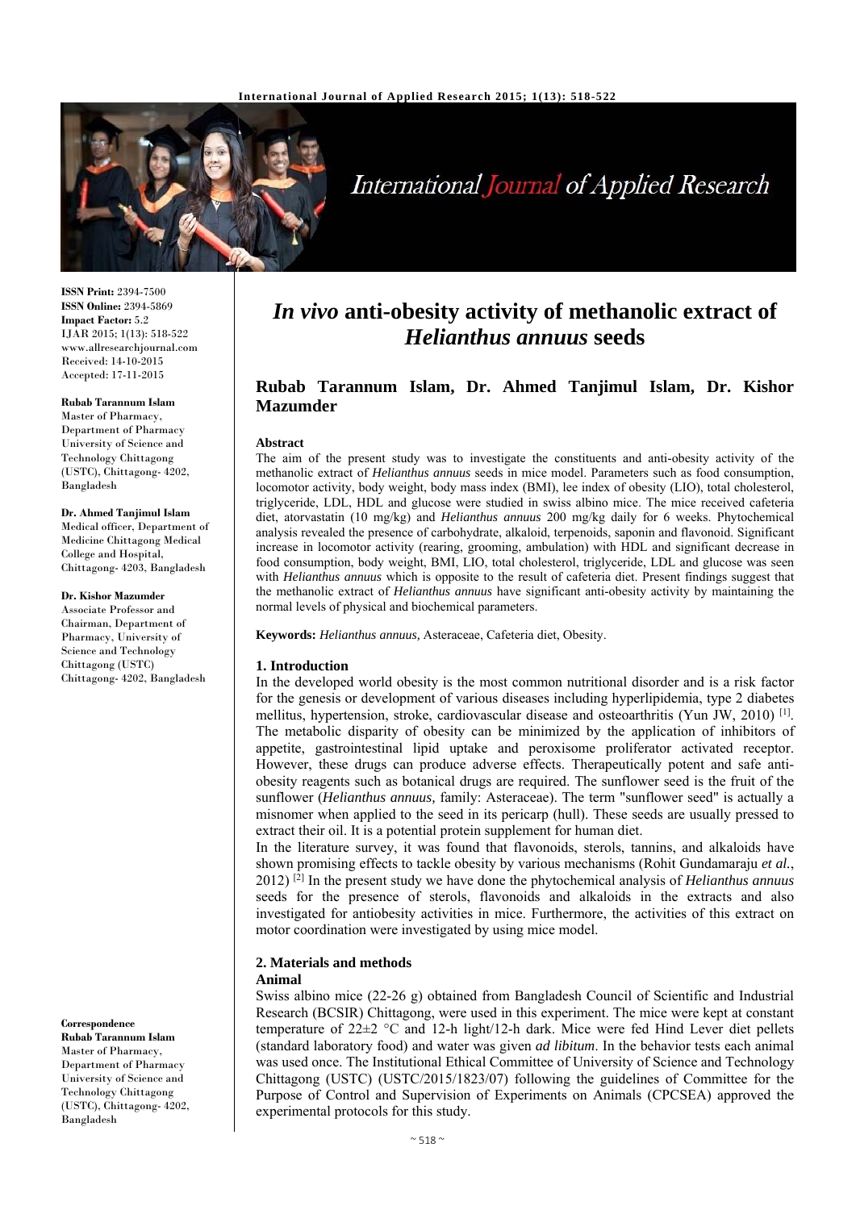# *In vivo* anti-obesity activity of methanolic extract of *Helianthus annuus* seeds

**Rubab Tarannum Islam, Dr. Ahmed Tanjimul Islam, Dr. Kishor Mazumder**

**ISSN Print:** 2394-7500
**ISSN Online:** 2394-5869
**Impact Factor:** 5.2
IJAR 2015; 1(13): 518-522
www.allresearchjournal.com
Received: 14-10-2015
Accepted: 17-11-2015

**Rubab Tarannum Islam**
Master of Pharmacy, Department of Pharmacy University of Science and Technology Chittagong (USTC), Chittagong- 4202, Bangladesh

**Dr. Ahmed Tanjimul Islam**
Medical officer, Department of Medicine Chittagong Medical College and Hospital, Chittagong- 4203, Bangladesh

**Dr. Kishor Mazumder**
Associate Professor and Chairman, Department of Pharmacy, University of Science and Technology Chittagong (USTC) Chittagong- 4202, Bangladesh

**Correspondence**
**Rubab Tarannum Islam**
Master of Pharmacy, Department of Pharmacy University of Science and Technology Chittagong (USTC), Chittagong- 4202, Bangladesh

**Abstract**

The aim of the present study was to investigate the constituents and anti-obesity activity of the methanolic extract of *Helianthus annuus* seeds in mice model. Parameters such as food consumption, locomotor activity, body weight, body mass index (BMI), lee index of obesity (LIO), total cholesterol, triglyceride, LDL, HDL and glucose were studied in swiss albino mice. The mice received cafeteria diet, atorvastatin (10 mg/kg) and *Helianthus annuus* 200 mg/kg daily for 6 weeks. Phytochemical analysis revealed the presence of carbohydrate, alkaloid, terpenoids, saponin and flavonoid. Significant increase in locomotor activity (rearing, grooming, ambulation) with HDL and significant decrease in food consumption, body weight, BMI, LIO, total cholesterol, triglyceride, LDL and glucose was seen with *Helianthus annuus* which is opposite to the result of cafeteria diet. Present findings suggest that the methanolic extract of *Helianthus annuus* have significant anti-obesity activity by maintaining the normal levels of physical and biochemical parameters.

**Keywords:** *Helianthus annuus,* Asteraceae, Cafeteria diet, Obesity.

## 1. Introduction

In the developed world obesity is the most common nutritional disorder and is a risk factor for the genesis or development of various diseases including hyperlipidemia, type 2 diabetes mellitus, hypertension, stroke, cardiovascular disease and osteoarthritis (Yun JW, 2010) [1]. The metabolic disparity of obesity can be minimized by the application of inhibitors of appetite, gastrointestinal lipid uptake and peroxisome proliferator activated receptor. However, these drugs can produce adverse effects. Therapeutically potent and safe anti-obesity reagents such as botanical drugs are required. The sunflower seed is the fruit of the sunflower (*Helianthus annuus,* family: Asteraceae). The term "sunflower seed" is actually a misnomer when applied to the seed in its pericarp (hull). These seeds are usually pressed to extract their oil. It is a potential protein supplement for human diet.

In the literature survey, it was found that flavonoids, sterols, tannins, and alkaloids have shown promising effects to tackle obesity by various mechanisms (Rohit Gundamaraju *et al.*, 2012) [2] In the present study we have done the phytochemical analysis of *Helianthus annuus* seeds for the presence of sterols, flavonoids and alkaloids in the extracts and also investigated for antiobesity activities in mice. Furthermore, the activities of this extract on motor coordination were investigated by using mice model.

## 2. Materials and methods

### Animal

Swiss albino mice (22-26 g) obtained from Bangladesh Council of Scientific and Industrial Research (BCSIR) Chittagong, were used in this experiment. The mice were kept at constant temperature of 22±2 °C and 12-h light/12-h dark. Mice were fed Hind Lever diet pellets (standard laboratory food) and water was given *ad libitum*. In the behavior tests each animal was used once. The Institutional Ethical Committee of University of Science and Technology Chittagong (USTC) (USTC/2015/1823/07) following the guidelines of Committee for the Purpose of Control and Supervision of Experiments on Animals (CPCSEA) approved the experimental protocols for this study.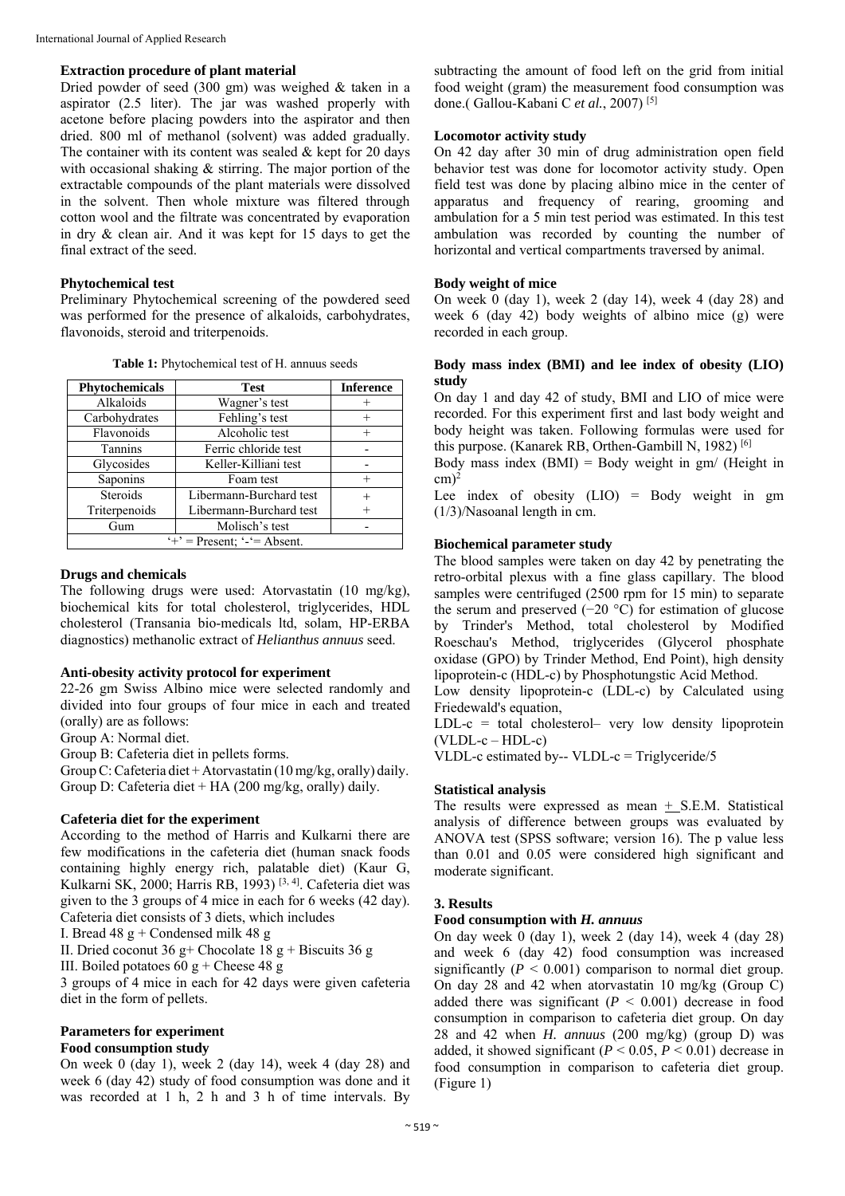**Extraction procedure of plant material**

Dried powder of seed (300 gm) was weighed & taken in a aspirator (2.5 liter). The jar was washed properly with acetone before placing powders into the aspirator and then dried. 800 ml of methanol (solvent) was added gradually. The container with its content was sealed & kept for 20 days with occasional shaking & stirring. The major portion of the extractable compounds of the plant materials were dissolved in the solvent. Then whole mixture was filtered through cotton wool and the filtrate was concentrated by evaporation in dry & clean air. And it was kept for 15 days to get the final extract of the seed.

**Phytochemical test**

Preliminary Phytochemical screening of the powdered seed was performed for the presence of alkaloids, carbohydrates, flavonoids, steroid and triterpenoids.

**Table 1:** Phytochemical test of H. annuus seeds

| Phytochemicals | Test | Inference |
|---|---|---|
| Alkaloids | Wagner's test | + |
| Carbohydrates | Fehling's test | + |
| Flavonoids | Alcoholic test | + |
| Tannins | Ferric chloride test | - |
| Glycosides | Keller-Killiani test | - |
| Saponins | Foam test | + |
| Steroids | Libermann-Burchard test | + |
| Triterpenoids | Libermann-Burchard test | + |
| Gum | Molisch's test | - |
| '+' = Present; '-'= Absent. | | |

**Drugs and chemicals**

The following drugs were used: Atorvastatin (10 mg/kg), biochemical kits for total cholesterol, triglycerides, HDL cholesterol (Transania bio-medicals ltd, solam, HP-ERBA diagnostics) methanolic extract of *Helianthus annuus* seed.

**Anti-obesity activity protocol for experiment**

22-26 gm Swiss Albino mice were selected randomly and divided into four groups of four mice in each and treated (orally) are as follows:

Group A: Normal diet.

Group B: Cafeteria diet in pellets forms.

Group C: Cafeteria diet + Atorvastatin (10 mg/kg, orally) daily.

Group D: Cafeteria diet + HA (200 mg/kg, orally) daily.

**Cafeteria diet for the experiment**

According to the method of Harris and Kulkarni there are few modifications in the cafeteria diet (human snack foods containing highly energy rich, palatable diet) (Kaur G, Kulkarni SK, 2000; Harris RB, 1993) [3, 4]. Cafeteria diet was given to the 3 groups of 4 mice in each for 6 weeks (42 day). Cafeteria diet consists of 3 diets, which includes

I. Bread 48 g + Condensed milk 48 g

II. Dried coconut 36 g+ Chocolate 18 g + Biscuits 36 g

III. Boiled potatoes 60 g + Cheese 48 g

3 groups of 4 mice in each for 42 days were given cafeteria diet in the form of pellets.

**Parameters for experiment**

**Food consumption study**

On week 0 (day 1), week 2 (day 14), week 4 (day 28) and week 6 (day 42) study of food consumption was done and it was recorded at 1 h, 2 h and 3 h of time intervals. By subtracting the amount of food left on the grid from initial food weight (gram) the measurement food consumption was done.( Gallou-Kabani C *et al.*, 2007) [5]

**Locomotor activity study**

On 42 day after 30 min of drug administration open field behavior test was done for locomotor activity study. Open field test was done by placing albino mice in the center of apparatus and frequency of rearing, grooming and ambulation for a 5 min test period was estimated. In this test ambulation was recorded by counting the number of horizontal and vertical compartments traversed by animal.

**Body weight of mice**

On week 0 (day 1), week 2 (day 14), week 4 (day 28) and week 6 (day 42) body weights of albino mice (g) were recorded in each group.

**Body mass index (BMI) and lee index of obesity (LIO) study**

On day 1 and day 42 of study, BMI and LIO of mice were recorded. For this experiment first and last body weight and body height was taken. Following formulas were used for this purpose. (Kanarek RB, Orthen-Gambill N, 1982) [6]

Body mass index (BMI) = Body weight in gm/ (Height in cm)$^2$

Lee index of obesity (LIO) = Body weight in gm (1/3)/Nasoanal length in cm.

**Biochemical parameter study**

The blood samples were taken on day 42 by penetrating the retro-orbital plexus with a fine glass capillary. The blood samples were centrifuged (2500 rpm for 15 min) to separate the serum and preserved (−20 °C) for estimation of glucose by Trinder's Method, total cholesterol by Modified Roeschau's Method, triglycerides (Glycerol phosphate oxidase (GPO) by Trinder Method, End Point), high density lipoprotein-c (HDL-c) by Phosphotungstic Acid Method.

Low density lipoprotein-c (LDL-c) by Calculated using Friedewald's equation,

LDL-c = total cholesterol– very low density lipoprotein (VLDL-c – HDL-c)

VLDL-c estimated by-- VLDL-c = Triglyceride/5

**Statistical analysis**

The results were expressed as mean + S.E.M. Statistical analysis of difference between groups was evaluated by ANOVA test (SPSS software; version 16). The p value less than 0.01 and 0.05 were considered high significant and moderate significant.

## 3. Results

**Food consumption with *H. annuus***

On day week 0 (day 1), week 2 (day 14), week 4 (day 28) and week 6 (day 42) food consumption was increased significantly ($P$ < 0.001) comparison to normal diet group. On day 28 and 42 when atorvastatin 10 mg/kg (Group C) added there was significant ($P$ < 0.001) decrease in food consumption in comparison to cafeteria diet group. On day 28 and 42 when *H. annuus* (200 mg/kg) (group D) was added, it showed significant ($P$ < 0.05, $P$ < 0.01) decrease in food consumption in comparison to cafeteria diet group. (Figure 1)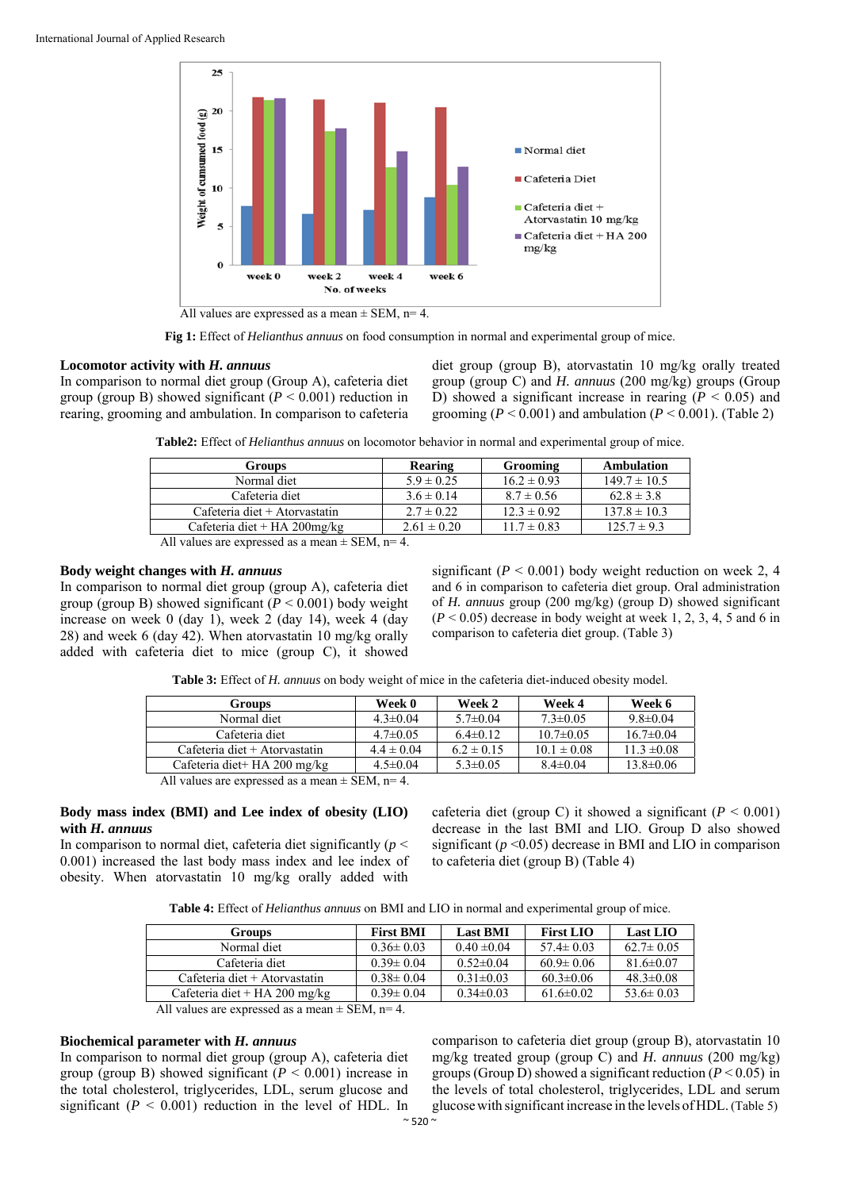All values are expressed as a mean ± SEM, n= 4.

**Fig 1:** Effect of *Helianthus annuus* on food consumption in normal and experimental group of mice.

**Locomotor activity with *H. annuus***

In comparison to normal diet group (Group A), cafeteria diet group (group B) showed significant ($P < 0.001$) reduction in rearing, grooming and ambulation. In comparison to cafeteria diet group (group B), atorvastatin 10 mg/kg orally treated group (group C) and *H. annuus* (200 mg/kg) groups (Group D) showed a significant increase in rearing ($P < 0.05$) and grooming ($P < 0.001$) and ambulation ($P < 0.001$). (Table 2)

**Table2:** Effect of *Helianthus annuus* on locomotor behavior in normal and experimental group of mice.

| Groups | Rearing | Grooming | Ambulation |
|---|---|---|---|
| Normal diet | 5.9 ± 0.25 | 16.2 ± 0.93 | 149.7 ± 10.5 |
| Cafeteria diet | 3.6 ± 0.14 | 8.7 ± 0.56 | 62.8 ± 3.8 |
| Cafeteria diet + Atorvastatin | 2.7 ± 0.22 | 12.3 ± 0.92 | 137.8 ± 10.3 |
| Cafeteria diet + HA 200mg/kg | 2.61 ± 0.20 | 11.7 ± 0.83 | 125.7 ± 9.3 |

All values are expressed as a mean ± SEM, n= 4.

**Body weight changes with *H. annuus***

In comparison to normal diet group (group A), cafeteria diet group (group B) showed significant ($P < 0.001$) body weight increase on week 0 (day 1), week 2 (day 14), week 4 (day 28) and week 6 (day 42). When atorvastatin 10 mg/kg orally added with cafeteria diet to mice (group C), it showed significant ($P < 0.001$) body weight reduction on week 2, 4 and 6 in comparison to cafeteria diet group. Oral administration of *H. annuus* group (200 mg/kg) (group D) showed significant ($P < 0.05$) decrease in body weight at week 1, 2, 3, 4, 5 and 6 in comparison to cafeteria diet group. (Table 3)

**Table 3:** Effect of *H. annuus* on body weight of mice in the cafeteria diet-induced obesity model.

| Groups | Week 0 | Week 2 | Week 4 | Week 6 |
|---|---|---|---|---|
| Normal diet | 4.3±0.04 | 5.7±0.04 | 7.3±0.05 | 9.8±0.04 |
| Cafeteria diet | 4.7±0.05 | 6.4±0.12 | 10.7±0.05 | 16.7±0.04 |
| Cafeteria diet + Atorvastatin | 4.4 ± 0.04 | 6.2 ± 0.15 | 10.1 ± 0.08 | 11.3 ±0.08 |
| Cafeteria diet+ HA 200 mg/kg | 4.5±0.04 | 5.3±0.05 | 8.4±0.04 | 13.8±0.06 |

All values are expressed as a mean ± SEM, n= 4.

**Body mass index (BMI) and Lee index of obesity (LIO) with *H. annuus***

In comparison to normal diet, cafeteria diet significantly ($p < 0.001$) increased the last body mass index and lee index of obesity. When atorvastatin 10 mg/kg orally added with cafeteria diet (group C) it showed a significant ($P < 0.001$) decrease in the last BMI and LIO. Group D also showed significant ($p < 0.05$) decrease in BMI and LIO in comparison to cafeteria diet (group B) (Table 4)

**Table 4:** Effect of *Helianthus annuus* on BMI and LIO in normal and experimental group of mice.

| Groups | First BMI | Last BMI | First LIO | Last LIO |
|---|---|---|---|---|
| Normal diet | 0.36± 0.03 | 0.40 ±0.04 | 57.4± 0.03 | 62.7± 0.05 |
| Cafeteria diet | 0.39± 0.04 | 0.52±0.04 | 60.9± 0.06 | 81.6±0.07 |
| Cafeteria diet + Atorvastatin | 0.38± 0.04 | 0.31±0.03 | 60.3±0.06 | 48.3±0.08 |
| Cafeteria diet + HA 200 mg/kg | 0.39± 0.04 | 0.34±0.03 | 61.6±0.02 | 53.6± 0.03 |

All values are expressed as a mean ± SEM, n= 4.

**Biochemical parameter with *H. annuus***

In comparison to normal diet group (group A), cafeteria diet group (group B) showed significant ($P < 0.001$) increase in the total cholesterol, triglycerides, LDL, serum glucose and significant ($P < 0.001$) reduction in the level of HDL. In comparison to cafeteria diet group (group B), atorvastatin 10 mg/kg treated group (group C) and *H. annuus* (200 mg/kg) groups (Group D) showed a significant reduction ($P < 0.05$) in the levels of total cholesterol, triglycerides, LDL and serum glucose with significant increase in the levels of HDL. (Table 5)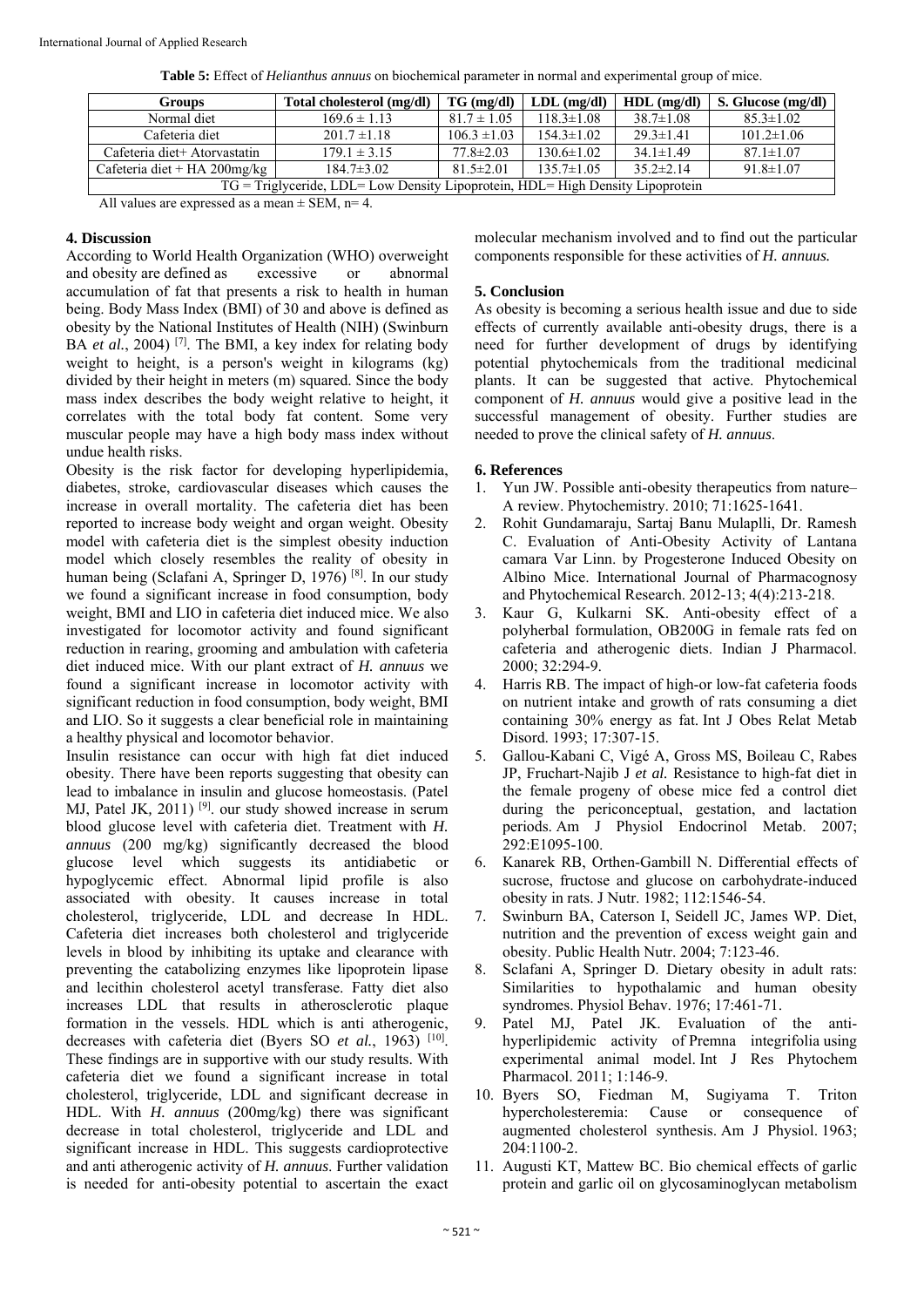**Table 5:** Effect of *Helianthus annuus* on biochemical parameter in normal and experimental group of mice.

| Groups | Total cholesterol (mg/dl) | TG (mg/dl) | LDL (mg/dl) | HDL (mg/dl) | S. Glucose (mg/dl) |
|---|---|---|---|---|---|
| Normal diet | 169.6 ± 1.13 | 81.7 ± 1.05 | 118.3±1.08 | 38.7±1.08 | 85.3±1.02 |
| Cafeteria diet | 201.7 ±1.18 | 106.3 ±1.03 | 154.3±1.02 | 29.3±1.41 | 101.2±1.06 |
| Cafeteria diet+ Atorvastatin | 179.1 ± 3.15 | 77.8±2.03 | 130.6±1.02 | 34.1±1.49 | 87.1±1.07 |
| Cafeteria diet + HA 200mg/kg | 184.7±3.02 | 81.5±2.01 | 135.7±1.05 | 35.2±2.14 | 91.8±1.07 |

TG = Triglyceride, LDL= Low Density Lipoprotein, HDL= High Density Lipoprotein

All values are expressed as a mean ± SEM, n= 4.

## 4. Discussion

According to World Health Organization (WHO) overweight and obesity are defined as excessive or abnormal accumulation of fat that presents a risk to health in human being. Body Mass Index (BMI) of 30 and above is defined as obesity by the National Institutes of Health (NIH) (Swinburn BA *et al.*, 2004) [7]. The BMI, a key index for relating body weight to height, is a person's weight in kilograms (kg) divided by their height in meters (m) squared. Since the body mass index describes the body weight relative to height, it correlates with the total body fat content. Some very muscular people may have a high body mass index without undue health risks.

Obesity is the risk factor for developing hyperlipidemia, diabetes, stroke, cardiovascular diseases which causes the increase in overall mortality. The cafeteria diet has been reported to increase body weight and organ weight. Obesity model with cafeteria diet is the simplest obesity induction model which closely resembles the reality of obesity in human being (Sclafani A, Springer D, 1976) [8]. In our study we found a significant increase in food consumption, body weight, BMI and LIO in cafeteria diet induced mice. We also investigated for locomotor activity and found significant reduction in rearing, grooming and ambulation with cafeteria diet induced mice. With our plant extract of *H. annuus* we found a significant increase in locomotor activity with significant reduction in food consumption, body weight, BMI and LIO. So it suggests a clear beneficial role in maintaining a healthy physical and locomotor behavior.

Insulin resistance can occur with high fat diet induced obesity. There have been reports suggesting that obesity can lead to imbalance in insulin and glucose homeostasis. (Patel MJ, Patel JK, 2011) [9]. our study showed increase in serum blood glucose level with cafeteria diet. Treatment with *H. annuus* (200 mg/kg) significantly decreased the blood glucose level which suggests its antidiabetic or hypoglycemic effect. Abnormal lipid profile is also associated with obesity. It causes increase in total cholesterol, triglyceride, LDL and decrease In HDL. Cafeteria diet increases both cholesterol and triglyceride levels in blood by inhibiting its uptake and clearance with preventing the catabolizing enzymes like lipoprotein lipase and lecithin cholesterol acetyl transferase. Fatty diet also increases LDL that results in atherosclerotic plaque formation in the vessels. HDL which is anti atherogenic, decreases with cafeteria diet (Byers SO *et al.*, 1963) [10]. These findings are in supportive with our study results. With cafeteria diet we found a significant increase in total cholesterol, triglyceride, LDL and significant decrease in HDL. With *H. annuus* (200mg/kg) there was significant decrease in total cholesterol, triglyceride and LDL and significant increase in HDL. This suggests cardioprotective and anti atherogenic activity of *H. annuus*. Further validation is needed for anti-obesity potential to ascertain the exact molecular mechanism involved and to find out the particular components responsible for these activities of *H. annuus.*

## 5. Conclusion

As obesity is becoming a serious health issue and due to side effects of currently available anti-obesity drugs, there is a need for further development of drugs by identifying potential phytochemicals from the traditional medicinal plants. It can be suggested that active. Phytochemical component of *H. annuus* would give a positive lead in the successful management of obesity. Further studies are needed to prove the clinical safety of *H. annuus*.

## 6. References

1. Yun JW. Possible anti-obesity therapeutics from nature–A review. Phytochemistry. 2010; 71:1625-1641.
2. Rohit Gundamaraju, Sartaj Banu Mulaplli, Dr. Ramesh C. Evaluation of Anti-Obesity Activity of Lantana camara Var Linn. by Progesterone Induced Obesity on Albino Mice. International Journal of Pharmacognosy and Phytochemical Research. 2012-13; 4(4):213-218.
3. Kaur G, Kulkarni SK. Anti-obesity effect of a polyherbal formulation, OB200G in female rats fed on cafeteria and atherogenic diets. Indian J Pharmacol. 2000; 32:294-9.
4. Harris RB. The impact of high-or low-fat cafeteria foods on nutrient intake and growth of rats consuming a diet containing 30% energy as fat. Int J Obes Relat Metab Disord. 1993; 17:307-15.
5. Gallou-Kabani C, Vigé A, Gross MS, Boileau C, Rabes JP, Fruchart-Najib J *et al.* Resistance to high-fat diet in the female progeny of obese mice fed a control diet during the periconceptual, gestation, and lactation periods. Am J Physiol Endocrinol Metab. 2007; 292:E1095-100.
6. Kanarek RB, Orthen-Gambill N. Differential effects of sucrose, fructose and glucose on carbohydrate-induced obesity in rats. J Nutr. 1982; 112:1546-54.
7. Swinburn BA, Caterson I, Seidell JC, James WP. Diet, nutrition and the prevention of excess weight gain and obesity. Public Health Nutr. 2004; 7:123-46.
8. Sclafani A, Springer D. Dietary obesity in adult rats: Similarities to hypothalamic and human obesity syndromes. Physiol Behav. 1976; 17:461-71.
9. Patel MJ, Patel JK. Evaluation of the anti-hyperlipidemic activity of Premna integrifolia using experimental animal model. Int J Res Phytochem Pharmacol. 2011; 1:146-9.
10. Byers SO, Fiedman M, Sugiyama T. Triton hypercholesteremia: Cause or consequence of augmented cholesterol synthesis. Am J Physiol. 1963; 204:1100-2.
11. Augusti KT, Mattew BC. Bio chemical effects of garlic protein and garlic oil on glycosaminoglycan metabolism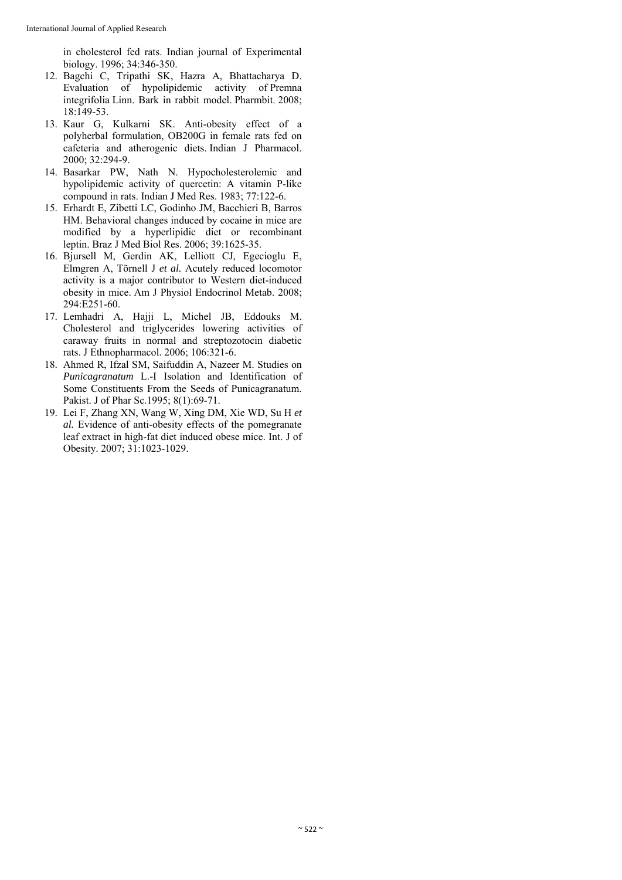in cholesterol fed rats. Indian journal of Experimental biology. 1996; 34:346-350.

12. Bagchi C, Tripathi SK, Hazra A, Bhattacharya D. Evaluation of hypolipidemic activity of Premna integrifolia Linn. Bark in rabbit model. Pharmbit. 2008; 18:149-53.
13. Kaur G, Kulkarni SK. Anti-obesity effect of a polyherbal formulation, OB200G in female rats fed on cafeteria and atherogenic diets. Indian J Pharmacol. 2000; 32:294-9.
14. Basarkar PW, Nath N. Hypocholesterolemic and hypolipidemic activity of quercetin: A vitamin P-like compound in rats. Indian J Med Res. 1983; 77:122-6.
15. Erhardt E, Zibetti LC, Godinho JM, Bacchieri B, Barros HM. Behavioral changes induced by cocaine in mice are modified by a hyperlipidic diet or recombinant leptin. Braz J Med Biol Res. 2006; 39:1625-35.
16. Bjursell M, Gerdin AK, Lelliott CJ, Egecioglu E, Elmgren A, Törnell J *et al.* Acutely reduced locomotor activity is a major contributor to Western diet-induced obesity in mice. Am J Physiol Endocrinol Metab. 2008; 294:E251-60.
17. Lemhadri A, Hajji L, Michel JB, Eddouks M. Cholesterol and triglycerides lowering activities of caraway fruits in normal and streptozotocin diabetic rats. J Ethnopharmacol. 2006; 106:321-6.
18. Ahmed R, Ifzal SM, Saifuddin A, Nazeer M. Studies on *Punicagranatum* L.-I Isolation and Identification of Some Constituents From the Seeds of Punicagranatum. Pakist. J of Phar Sc.1995; 8(1):69-71.
19. Lei F, Zhang XN, Wang W, Xing DM, Xie WD, Su H *et al.* Evidence of anti-obesity effects of the pomegranate leaf extract in high-fat diet induced obese mice. Int. J of Obesity. 2007; 31:1023-1029.